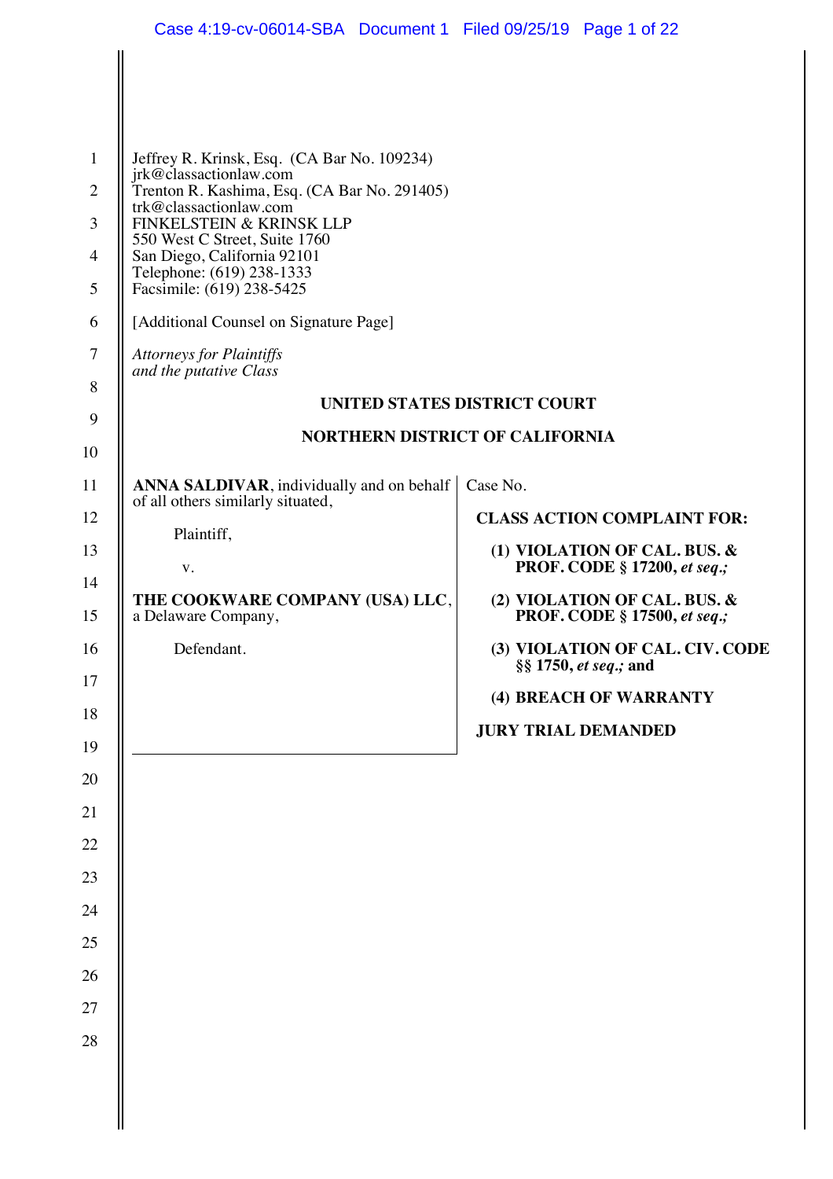Jeffrey R. Krinsk, Esq. (CA Bar No. 109234)
jrk@classactionlaw.com
Trenton R. Kashima, Esq. (CA Bar No. 291405)
trk@classactionlaw.com
FINKELSTEIN & KRINSK LLP
550 West C Street, Suite 1760
San Diego, California 92101
Telephone: (619) 238-1333
Facsimile: (619) 238-5425

[Additional Counsel on Signature Page]

*Attorneys for Plaintiffs*
*and the putative Class*

**UNITED STATES DISTRICT COURT**

**NORTHERN DISTRICT OF CALIFORNIA**

**ANNA SALDIVAR**, individually and on behalf of all others similarly situated,

Plaintiff,

v.

**THE COOKWARE COMPANY (USA) LLC**, a Delaware Company,

Defendant.

Case No.

**CLASS ACTION COMPLAINT FOR:**

**(1) VIOLATION OF CAL. BUS. & PROF. CODE § 17200, *et seq.;***

**(2) VIOLATION OF CAL. BUS. & PROF. CODE § 17500, *et seq.;***

**(3) VIOLATION OF CAL. CIV. CODE §§ 1750, *et seq.;* and**

**(4) BREACH OF WARRANTY**

**JURY TRIAL DEMANDED**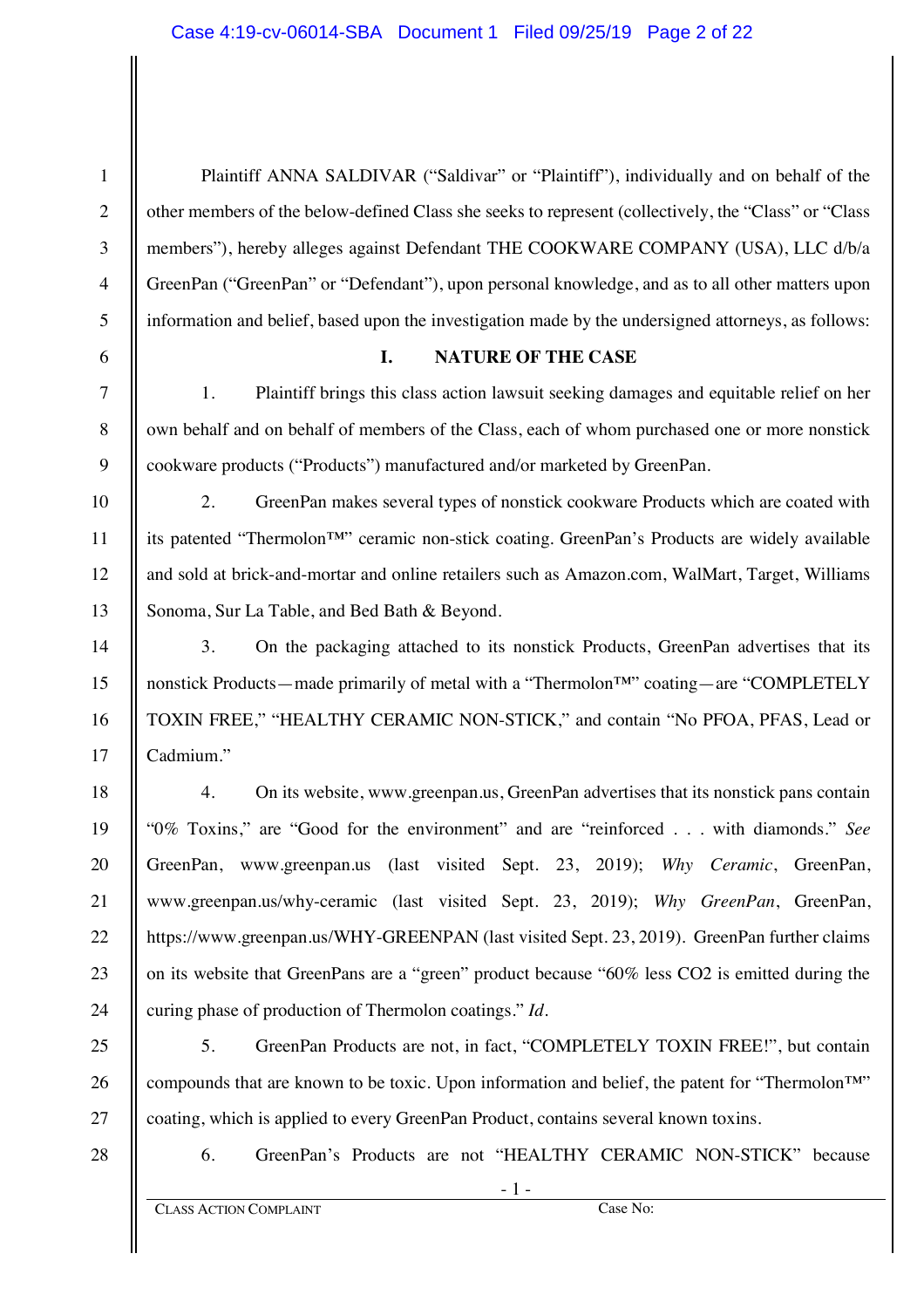Plaintiff ANNA SALDIVAR ("Saldivar" or "Plaintiff"), individually and on behalf of the other members of the below-defined Class she seeks to represent (collectively, the "Class" or "Class members"), hereby alleges against Defendant THE COOKWARE COMPANY (USA), LLC d/b/a GreenPan ("GreenPan" or "Defendant"), upon personal knowledge, and as to all other matters upon information and belief, based upon the investigation made by the undersigned attorneys, as follows:

## I. NATURE OF THE CASE

1. Plaintiff brings this class action lawsuit seeking damages and equitable relief on her own behalf and on behalf of members of the Class, each of whom purchased one or more nonstick cookware products ("Products") manufactured and/or marketed by GreenPan.

2. GreenPan makes several types of nonstick cookware Products which are coated with its patented "Thermolon™" ceramic non-stick coating. GreenPan's Products are widely available and sold at brick-and-mortar and online retailers such as Amazon.com, WalMart, Target, Williams Sonoma, Sur La Table, and Bed Bath & Beyond.

3. On the packaging attached to its nonstick Products, GreenPan advertises that its nonstick Products—made primarily of metal with a "Thermolon™" coating—are "COMPLETELY TOXIN FREE," "HEALTHY CERAMIC NON-STICK," and contain "No PFOA, PFAS, Lead or Cadmium."

4. On its website, www.greenpan.us, GreenPan advertises that its nonstick pans contain "0% Toxins," are "Good for the environment" and are "reinforced . . . with diamonds." *See* GreenPan, www.greenpan.us (last visited Sept. 23, 2019); *Why Ceramic*, GreenPan, www.greenpan.us/why-ceramic (last visited Sept. 23, 2019); *Why GreenPan*, GreenPan, https://www.greenpan.us/WHY-GREENPAN (last visited Sept. 23, 2019). GreenPan further claims on its website that GreenPans are a "green" product because "60% less CO2 is emitted during the curing phase of production of Thermolon coatings." *Id*.

5. GreenPan Products are not, in fact, "COMPLETELY TOXIN FREE!", but contain compounds that are known to be toxic. Upon information and belief, the patent for "Thermolon™" coating, which is applied to every GreenPan Product, contains several known toxins.

6. GreenPan's Products are not "HEALTHY CERAMIC NON-STICK" because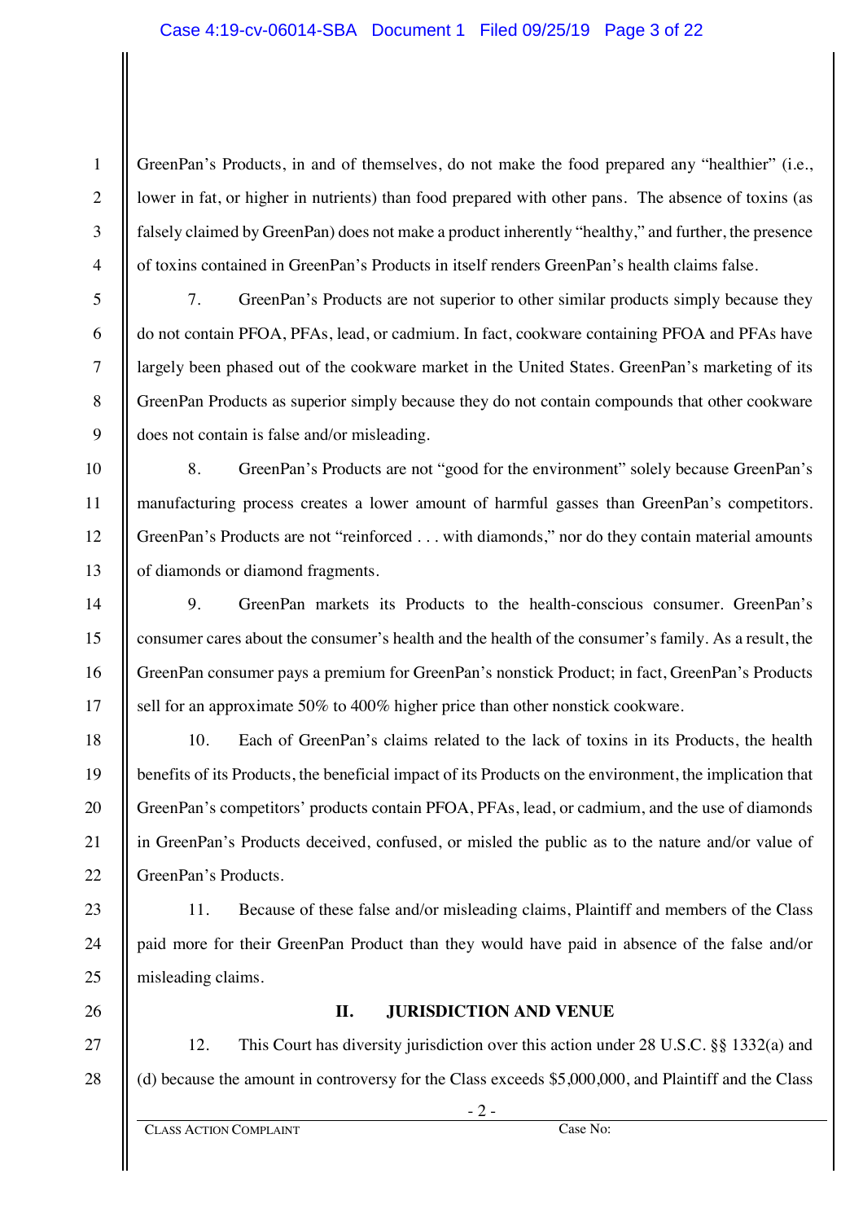GreenPan's Products, in and of themselves, do not make the food prepared any "healthier" (i.e., lower in fat, or higher in nutrients) than food prepared with other pans. The absence of toxins (as falsely claimed by GreenPan) does not make a product inherently "healthy," and further, the presence of toxins contained in GreenPan's Products in itself renders GreenPan's health claims false.

7. GreenPan's Products are not superior to other similar products simply because they do not contain PFOA, PFAs, lead, or cadmium. In fact, cookware containing PFOA and PFAs have largely been phased out of the cookware market in the United States. GreenPan's marketing of its GreenPan Products as superior simply because they do not contain compounds that other cookware does not contain is false and/or misleading.

8. GreenPan's Products are not "good for the environment" solely because GreenPan's manufacturing process creates a lower amount of harmful gasses than GreenPan's competitors. GreenPan's Products are not "reinforced . . . with diamonds," nor do they contain material amounts of diamonds or diamond fragments.

9. GreenPan markets its Products to the health-conscious consumer. GreenPan's consumer cares about the consumer's health and the health of the consumer's family. As a result, the GreenPan consumer pays a premium for GreenPan's nonstick Product; in fact, GreenPan's Products sell for an approximate 50% to 400% higher price than other nonstick cookware.

10. Each of GreenPan's claims related to the lack of toxins in its Products, the health benefits of its Products, the beneficial impact of its Products on the environment, the implication that GreenPan's competitors' products contain PFOA, PFAs, lead, or cadmium, and the use of diamonds in GreenPan's Products deceived, confused, or misled the public as to the nature and/or value of GreenPan's Products.

11. Because of these false and/or misleading claims, Plaintiff and members of the Class paid more for their GreenPan Product than they would have paid in absence of the false and/or misleading claims.

## II. JURISDICTION AND VENUE

12. This Court has diversity jurisdiction over this action under 28 U.S.C. §§ 1332(a) and (d) because the amount in controversy for the Class exceeds $5,000,000, and Plaintiff and the Class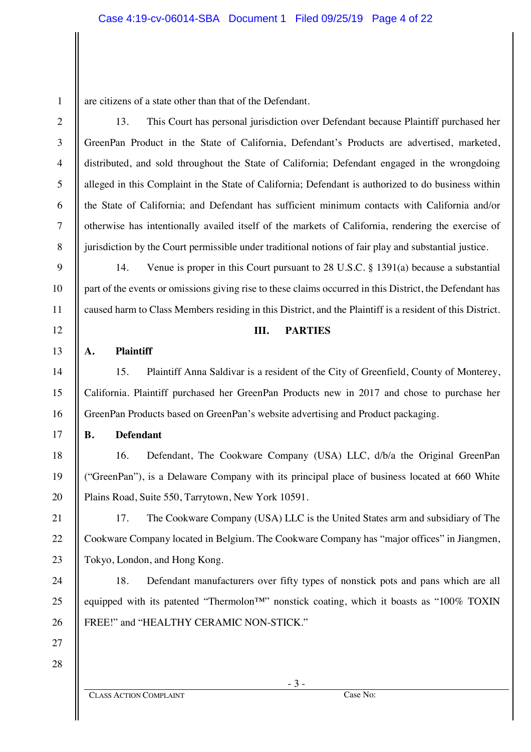are citizens of a state other than that of the Defendant.

13. This Court has personal jurisdiction over Defendant because Plaintiff purchased her GreenPan Product in the State of California, Defendant's Products are advertised, marketed, distributed, and sold throughout the State of California; Defendant engaged in the wrongdoing alleged in this Complaint in the State of California; Defendant is authorized to do business within the State of California; and Defendant has sufficient minimum contacts with California and/or otherwise has intentionally availed itself of the markets of California, rendering the exercise of jurisdiction by the Court permissible under traditional notions of fair play and substantial justice.

14. Venue is proper in this Court pursuant to 28 U.S.C. § 1391(a) because a substantial part of the events or omissions giving rise to these claims occurred in this District, the Defendant has caused harm to Class Members residing in this District, and the Plaintiff is a resident of this District.

## III. PARTIES

### A. Plaintiff

15. Plaintiff Anna Saldivar is a resident of the City of Greenfield, County of Monterey, California. Plaintiff purchased her GreenPan Products new in 2017 and chose to purchase her GreenPan Products based on GreenPan's website advertising and Product packaging.

### B. Defendant

16. Defendant, The Cookware Company (USA) LLC, d/b/a the Original GreenPan ("GreenPan"), is a Delaware Company with its principal place of business located at 660 White Plains Road, Suite 550, Tarrytown, New York 10591.

17. The Cookware Company (USA) LLC is the United States arm and subsidiary of The Cookware Company located in Belgium. The Cookware Company has "major offices" in Jiangmen, Tokyo, London, and Hong Kong.

18. Defendant manufacturers over fifty types of nonstick pots and pans which are all equipped with its patented "Thermolon™" nonstick coating, which it boasts as "100% TOXIN FREE!" and "HEALTHY CERAMIC NON-STICK."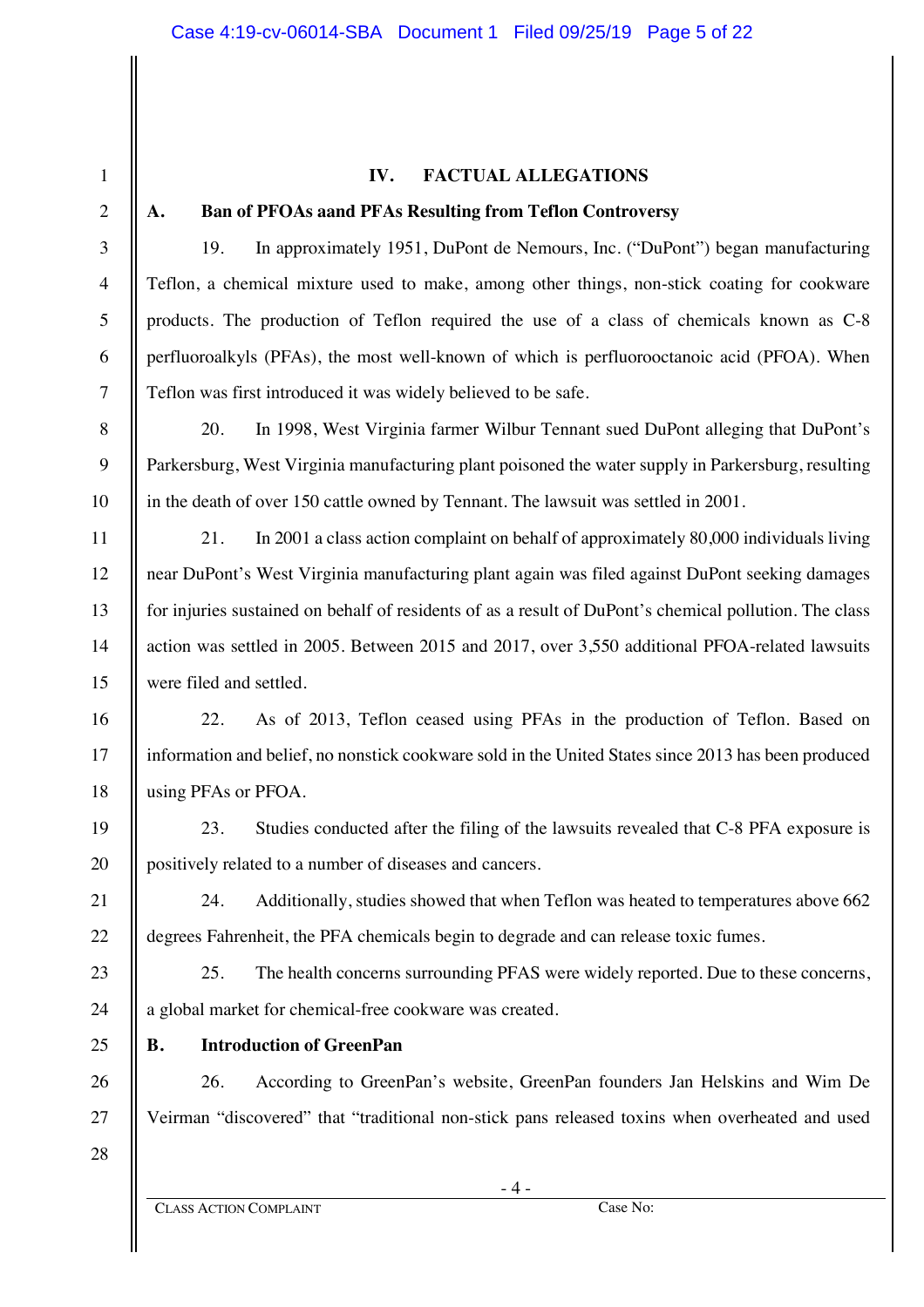## IV. FACTUAL ALLEGATIONS

### A. Ban of PFOAs aand PFAs Resulting from Teflon Controversy

19. In approximately 1951, DuPont de Nemours, Inc. ("DuPont") began manufacturing Teflon, a chemical mixture used to make, among other things, non-stick coating for cookware products. The production of Teflon required the use of a class of chemicals known as C-8 perfluoroalkyls (PFAs), the most well-known of which is perfluorooctanoic acid (PFOA). When Teflon was first introduced it was widely believed to be safe.

20. In 1998, West Virginia farmer Wilbur Tennant sued DuPont alleging that DuPont's Parkersburg, West Virginia manufacturing plant poisoned the water supply in Parkersburg, resulting in the death of over 150 cattle owned by Tennant. The lawsuit was settled in 2001.

21. In 2001 a class action complaint on behalf of approximately 80,000 individuals living near DuPont's West Virginia manufacturing plant again was filed against DuPont seeking damages for injuries sustained on behalf of residents of as a result of DuPont's chemical pollution. The class action was settled in 2005. Between 2015 and 2017, over 3,550 additional PFOA-related lawsuits were filed and settled.

22. As of 2013, Teflon ceased using PFAs in the production of Teflon. Based on information and belief, no nonstick cookware sold in the United States since 2013 has been produced using PFAs or PFOA.

23. Studies conducted after the filing of the lawsuits revealed that C-8 PFA exposure is positively related to a number of diseases and cancers.

24. Additionally, studies showed that when Teflon was heated to temperatures above 662 degrees Fahrenheit, the PFA chemicals begin to degrade and can release toxic fumes.

25. The health concerns surrounding PFAS were widely reported. Due to these concerns, a global market for chemical-free cookware was created.

### B. Introduction of GreenPan

26. According to GreenPan's website, GreenPan founders Jan Helskins and Wim De Veirman "discovered" that "traditional non-stick pans released toxins when overheated and used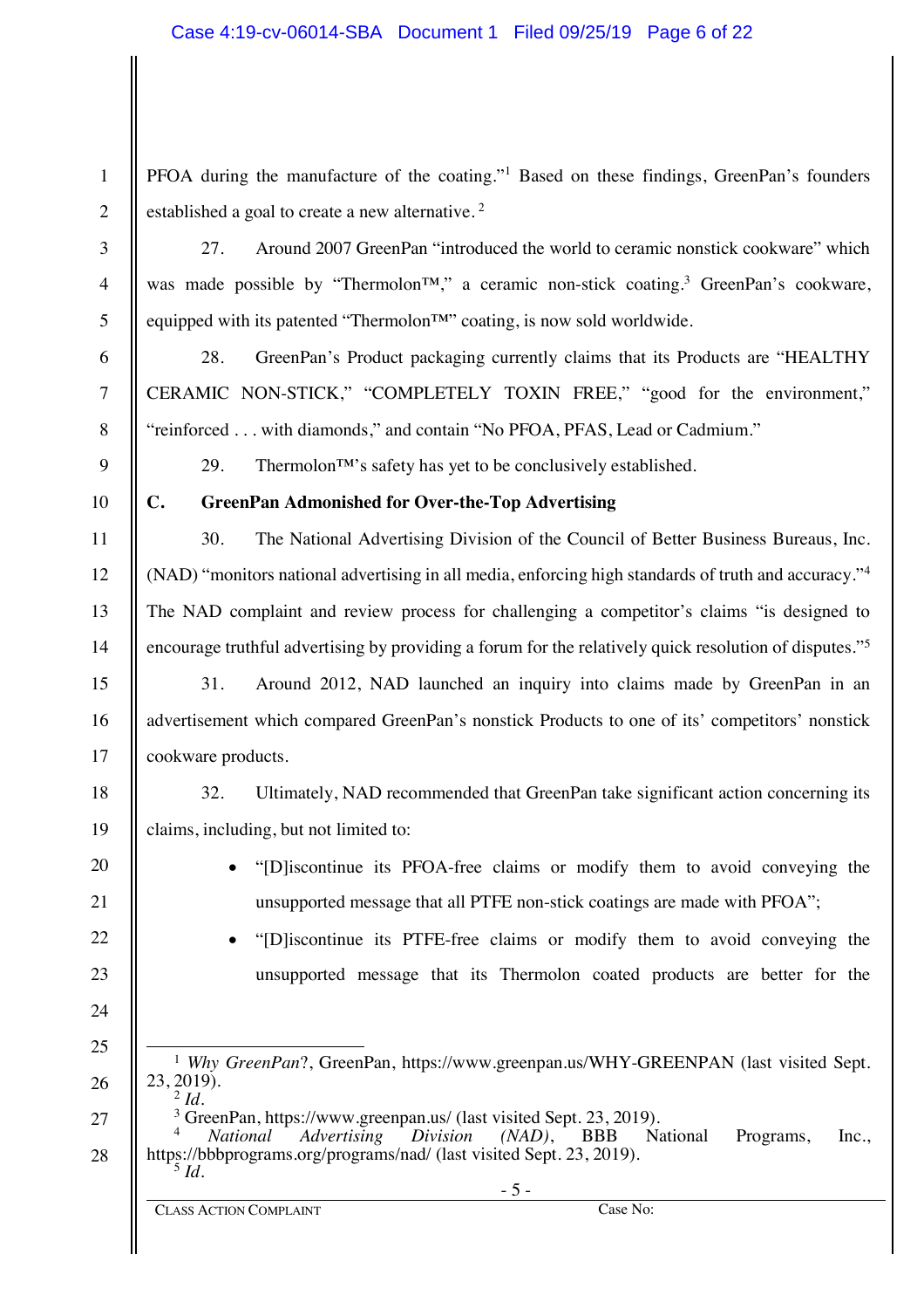PFOA during the manufacture of the coating."[1] Based on these findings, GreenPan's founders established a goal to create a new alternative.[2]

27. Around 2007 GreenPan "introduced the world to ceramic nonstick cookware" which was made possible by "Thermolon™," a ceramic non-stick coating.[3] GreenPan's cookware, equipped with its patented "Thermolon™" coating, is now sold worldwide.

28. GreenPan's Product packaging currently claims that its Products are "HEALTHY CERAMIC NON-STICK," "COMPLETELY TOXIN FREE," "good for the environment," "reinforced . . . with diamonds," and contain "No PFOA, PFAS, Lead or Cadmium."

29. Thermolon™'s safety has yet to be conclusively established.

## C. GreenPan Admonished for Over-the-Top Advertising

30. The National Advertising Division of the Council of Better Business Bureaus, Inc. (NAD) "monitors national advertising in all media, enforcing high standards of truth and accuracy."[4] The NAD complaint and review process for challenging a competitor's claims "is designed to encourage truthful advertising by providing a forum for the relatively quick resolution of disputes."[5]

31. Around 2012, NAD launched an inquiry into claims made by GreenPan in an advertisement which compared GreenPan's nonstick Products to one of its' competitors' nonstick cookware products.

32. Ultimately, NAD recommended that GreenPan take significant action concerning its claims, including, but not limited to:

- "[D]iscontinue its PFOA-free claims or modify them to avoid conveying the unsupported message that all PTFE non-stick coatings are made with PFOA";
- "[D]iscontinue its PTFE-free claims or modify them to avoid conveying the unsupported message that its Thermolon coated products are better for the

---

[1] *Why GreenPan*?, GreenPan, https://www.greenpan.us/WHY-GREENPAN (last visited Sept. 23, 2019).

[2] *Id.*

[3] GreenPan, https://www.greenpan.us/ (last visited Sept. 23, 2019).

[4] *National Advertising Division (NAD)*, BBB National Programs, Inc., https://bbbprograms.org/programs/nad/ (last visited Sept. 23, 2019).

[5] *Id.*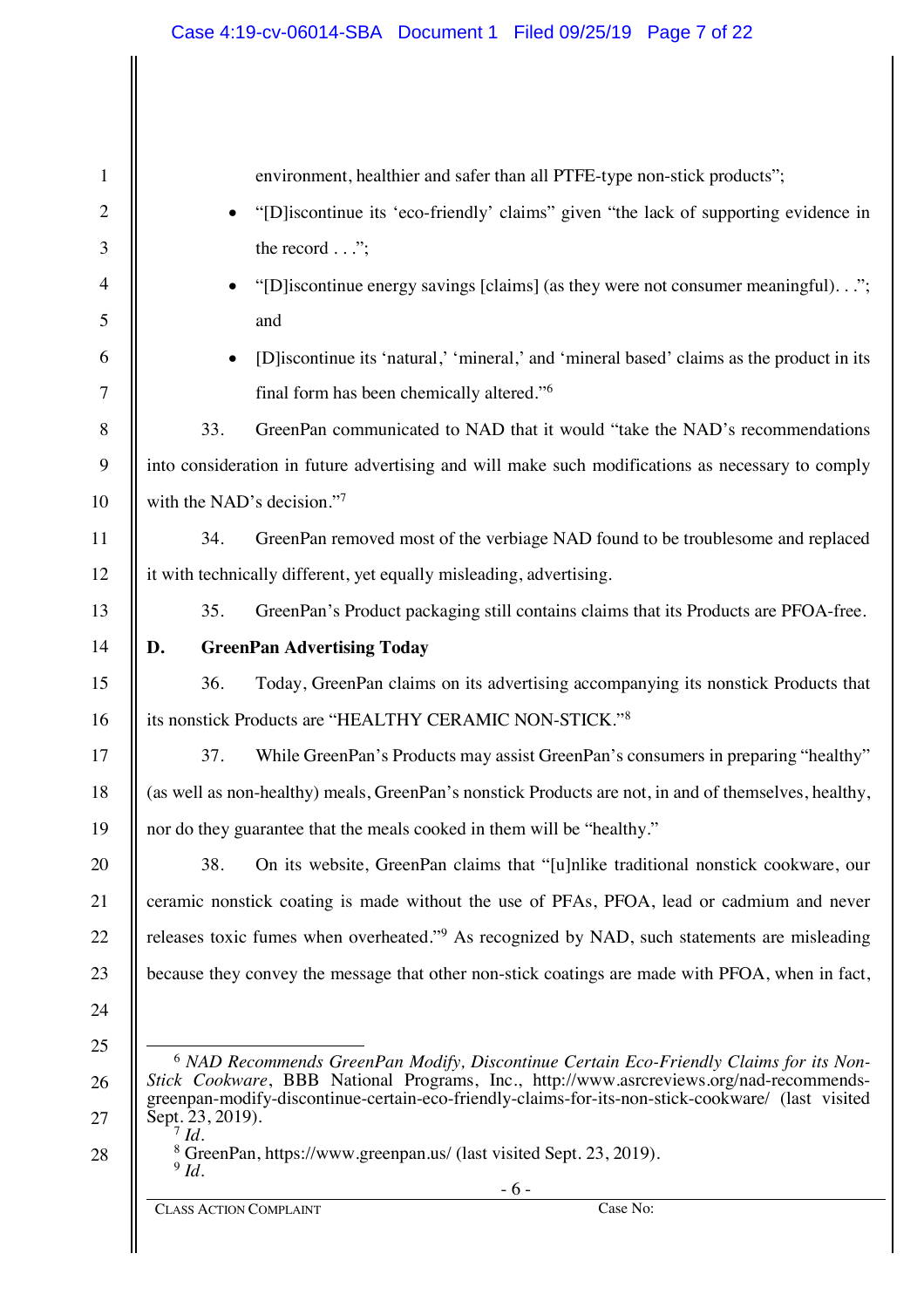environment, healthier and safer than all PTFE-type non-stick products";

- "[D]iscontinue its 'eco-friendly' claims" given "the lack of supporting evidence in the record . . .";
- "[D]iscontinue energy savings [claims] (as they were not consumer meaningful). . ."; and
- [D]iscontinue its 'natural,' 'mineral,' and 'mineral based' claims as the product in its final form has been chemically altered."[6]

33. GreenPan communicated to NAD that it would "take the NAD's recommendations into consideration in future advertising and will make such modifications as necessary to comply with the NAD's decision."[7]

34. GreenPan removed most of the verbiage NAD found to be troublesome and replaced it with technically different, yet equally misleading, advertising.

35. GreenPan's Product packaging still contains claims that its Products are PFOA-free.

## D. GreenPan Advertising Today

36. Today, GreenPan claims on its advertising accompanying its nonstick Products that its nonstick Products are "HEALTHY CERAMIC NON-STICK."[8]

37. While GreenPan's Products may assist GreenPan's consumers in preparing "healthy" (as well as non-healthy) meals, GreenPan's nonstick Products are not, in and of themselves, healthy, nor do they guarantee that the meals cooked in them will be "healthy."

38. On its website, GreenPan claims that "[u]nlike traditional nonstick cookware, our ceramic nonstick coating is made without the use of PFAs, PFOA, lead or cadmium and never releases toxic fumes when overheated."[9] As recognized by NAD, such statements are misleading because they convey the message that other non-stick coatings are made with PFOA, when in fact,

---

[6] *NAD Recommends GreenPan Modify, Discontinue Certain Eco-Friendly Claims for its Non-Stick Cookware*, BBB National Programs, Inc., http://www.asrcreviews.org/nad-recommends-greenpan-modify-discontinue-certain-eco-friendly-claims-for-its-non-stick-cookware/ (last visited Sept. 23, 2019).

[7] *Id.*

[8] GreenPan, https://www.greenpan.us/ (last visited Sept. 23, 2019).

[9] *Id.*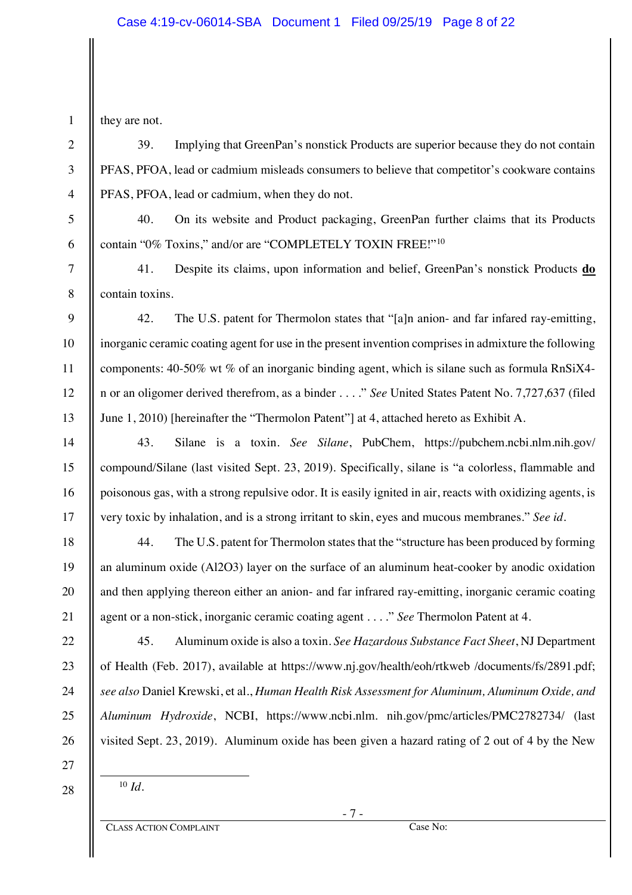they are not.

39. Implying that GreenPan's nonstick Products are superior because they do not contain PFAS, PFOA, lead or cadmium misleads consumers to believe that competitor's cookware contains PFAS, PFOA, lead or cadmium, when they do not.

40. On its website and Product packaging, GreenPan further claims that its Products contain "0% Toxins," and/or are "COMPLETELY TOXIN FREE!"[10]

41. Despite its claims, upon information and belief, GreenPan's nonstick Products **do** contain toxins.

42. The U.S. patent for Thermolon states that "[a]n anion- and far infared ray-emitting, inorganic ceramic coating agent for use in the present invention comprises in admixture the following components: 40-50% wt % of an inorganic binding agent, which is silane such as formula RnSiX4-n or an oligomer derived therefrom, as a binder . . . ." *See* United States Patent No. 7,727,637 (filed June 1, 2010) [hereinafter the "Thermolon Patent"] at 4, attached hereto as Exhibit A.

43. Silane is a toxin. *See Silane*, PubChem, https://pubchem.ncbi.nlm.nih.gov/compound/Silane (last visited Sept. 23, 2019). Specifically, silane is "a colorless, flammable and poisonous gas, with a strong repulsive odor. It is easily ignited in air, reacts with oxidizing agents, is very toxic by inhalation, and is a strong irritant to skin, eyes and mucous membranes." *See id*.

44. The U.S. patent for Thermolon states that the "structure has been produced by forming an aluminum oxide (Al2O3) layer on the surface of an aluminum heat-cooker by anodic oxidation and then applying thereon either an anion- and far infrared ray-emitting, inorganic ceramic coating agent or a non-stick, inorganic ceramic coating agent . . . ." *See* Thermolon Patent at 4.

45. Aluminum oxide is also a toxin. *See Hazardous Substance Fact Sheet*, NJ Department of Health (Feb. 2017), available at https://www.nj.gov/health/eoh/rtkweb /documents/fs/2891.pdf; *see also* Daniel Krewski, et al., *Human Health Risk Assessment for Aluminum, Aluminum Oxide, and Aluminum Hydroxide*, NCBI, https://www.ncbi.nlm. nih.gov/pmc/articles/PMC2782734/ (last visited Sept. 23, 2019). Aluminum oxide has been given a hazard rating of 2 out of 4 by the New

[10] *Id*.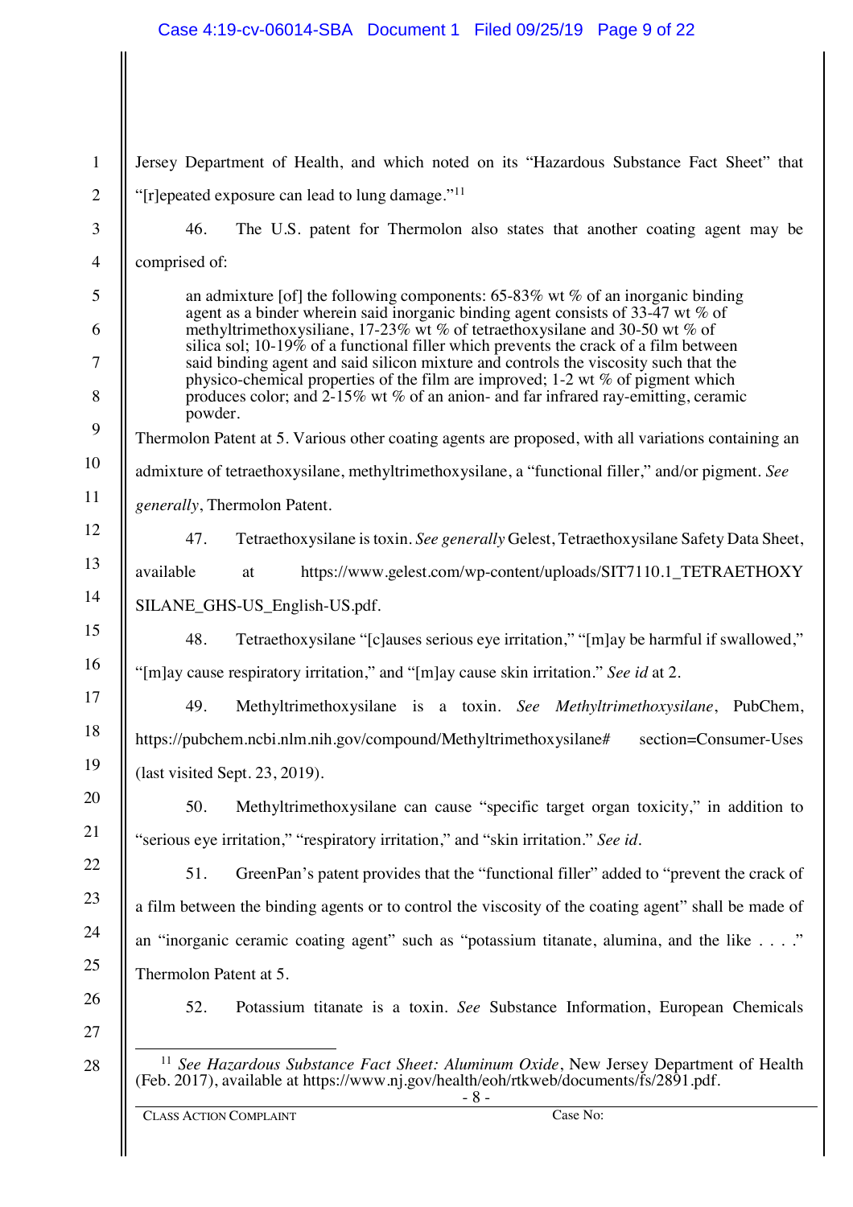Jersey Department of Health, and which noted on its "Hazardous Substance Fact Sheet" that "[r]epeated exposure can lead to lung damage."[11]

46. The U.S. patent for Thermolon also states that another coating agent may be comprised of:

> an admixture [of] the following components: 65-83% wt % of an inorganic binding agent as a binder wherein said inorganic binding agent consists of 33-47 wt % of methyltrimethoxysiliane, 17-23% wt % of tetraethoxysilane and 30-50 wt % of silica sol; 10-19% of a functional filler which prevents the crack of a film between said binding agent and said silicon mixture and controls the viscosity such that the physico-chemical properties of the film are improved; 1-2 wt % of pigment which produces color; and 2-15% wt % of an anion- and far infrared ray-emitting, ceramic powder.

Thermolon Patent at 5. Various other coating agents are proposed, with all variations containing an admixture of tetraethoxysilane, methyltrimethoxysilane, a "functional filler," and/or pigment. *See generally*, Thermolon Patent.

47. Tetraethoxysilane is toxin. *See generally* Gelest, Tetraethoxysilane Safety Data Sheet, available at https://www.gelest.com/wp-content/uploads/SIT7110.1_TETRAETHOXYSILANE_GHS-US_English-US.pdf.

48. Tetraethoxysilane "[c]auses serious eye irritation," "[m]ay be harmful if swallowed," "[m]ay cause respiratory irritation," and "[m]ay cause skin irritation." *See id* at 2.

49. Methyltrimethoxysilane is a toxin. *See Methyltrimethoxysilane*, PubChem, https://pubchem.ncbi.nlm.nih.gov/compound/Methyltrimethoxysilane# section=Consumer-Uses (last visited Sept. 23, 2019).

50. Methyltrimethoxysilane can cause "specific target organ toxicity," in addition to "serious eye irritation," "respiratory irritation," and "skin irritation." *See id*.

51. GreenPan's patent provides that the "functional filler" added to "prevent the crack of a film between the binding agents or to control the viscosity of the coating agent" shall be made of an "inorganic ceramic coating agent" such as "potassium titanate, alumina, and the like . . . ." Thermolon Patent at 5.

52. Potassium titanate is a toxin. *See* Substance Information, European Chemicals

---

[11] *See Hazardous Substance Fact Sheet: Aluminum Oxide*, New Jersey Department of Health (Feb. 2017), available at https://www.nj.gov/health/eoh/rtkweb/documents/fs/2891.pdf.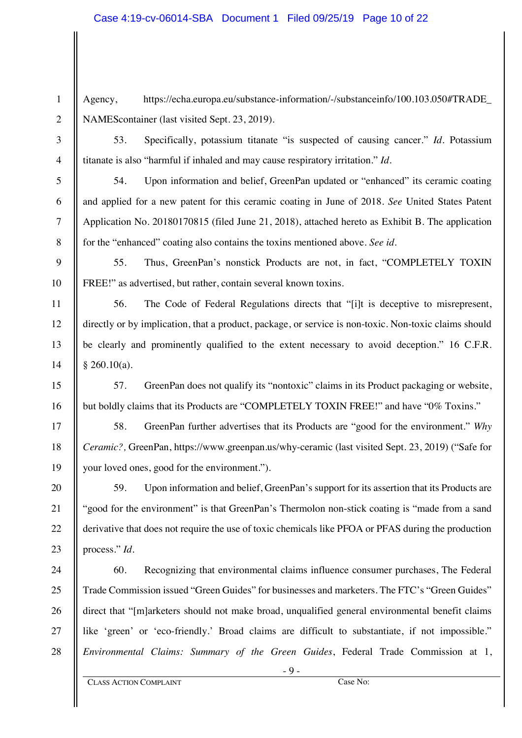Agency, https://echa.europa.eu/substance-information/-/substanceinfo/100.103.050#TRADE_NAMEScontainer (last visited Sept. 23, 2019).

53. Specifically, potassium titanate "is suspected of causing cancer." *Id*. Potassium titanate is also "harmful if inhaled and may cause respiratory irritation." *Id*.

54. Upon information and belief, GreenPan updated or "enhanced" its ceramic coating and applied for a new patent for this ceramic coating in June of 2018. *See* United States Patent Application No. 20180170815 (filed June 21, 2018), attached hereto as Exhibit B. The application for the "enhanced" coating also contains the toxins mentioned above. *See id*.

55. Thus, GreenPan's nonstick Products are not, in fact, "COMPLETELY TOXIN FREE!" as advertised, but rather, contain several known toxins.

56. The Code of Federal Regulations directs that "[i]t is deceptive to misrepresent, directly or by implication, that a product, package, or service is non-toxic. Non-toxic claims should be clearly and prominently qualified to the extent necessary to avoid deception." 16 C.F.R. § 260.10(a).

57. GreenPan does not qualify its "nontoxic" claims in its Product packaging or website, but boldly claims that its Products are "COMPLETELY TOXIN FREE!" and have "0% Toxins."

58. GreenPan further advertises that its Products are "good for the environment." *Why Ceramic?,* GreenPan, https://www.greenpan.us/why-ceramic (last visited Sept. 23, 2019) ("Safe for your loved ones, good for the environment.").

59. Upon information and belief, GreenPan's support for its assertion that its Products are "good for the environment" is that GreenPan's Thermolon non-stick coating is "made from a sand derivative that does not require the use of toxic chemicals like PFOA or PFAS during the production process." *Id*.

60. Recognizing that environmental claims influence consumer purchases, The Federal Trade Commission issued "Green Guides" for businesses and marketers. The FTC's "Green Guides" direct that "[m]arketers should not make broad, unqualified general environmental benefit claims like 'green' or 'eco-friendly.' Broad claims are difficult to substantiate, if not impossible." *Environmental Claims: Summary of the Green Guides*, Federal Trade Commission at 1,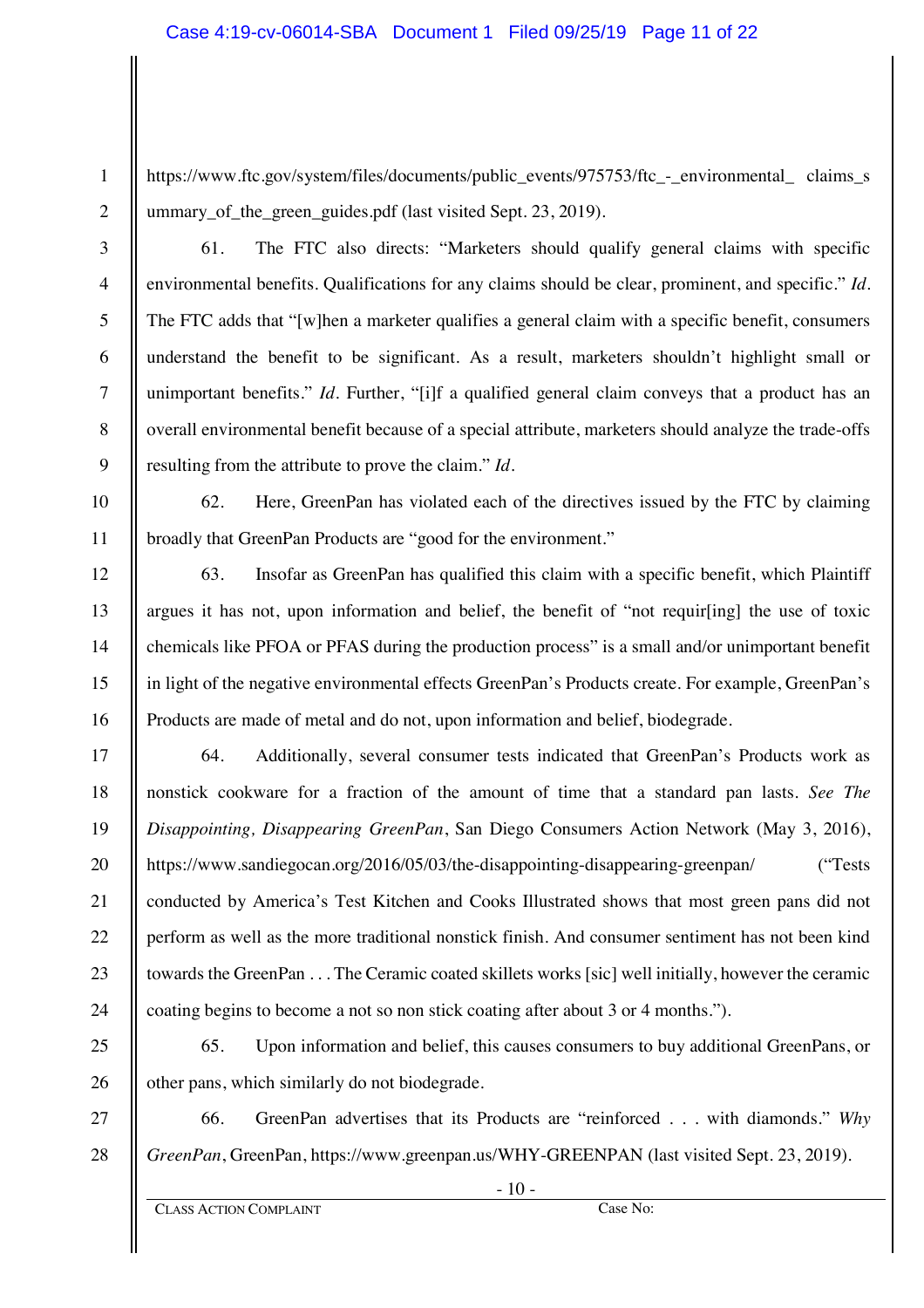https://www.ftc.gov/system/files/documents/public_events/975753/ftc_-_environmental_ claims_summary_of_the_green_guides.pdf (last visited Sept. 23, 2019).

61. The FTC also directs: "Marketers should qualify general claims with specific environmental benefits. Qualifications for any claims should be clear, prominent, and specific." *Id.* The FTC adds that "[w]hen a marketer qualifies a general claim with a specific benefit, consumers understand the benefit to be significant. As a result, marketers shouldn't highlight small or unimportant benefits." *Id.* Further, "[i]f a qualified general claim conveys that a product has an overall environmental benefit because of a special attribute, marketers should analyze the trade-offs resulting from the attribute to prove the claim." *Id.*

62. Here, GreenPan has violated each of the directives issued by the FTC by claiming broadly that GreenPan Products are "good for the environment."

63. Insofar as GreenPan has qualified this claim with a specific benefit, which Plaintiff argues it has not, upon information and belief, the benefit of "not requir[ing] the use of toxic chemicals like PFOA or PFAS during the production process" is a small and/or unimportant benefit in light of the negative environmental effects GreenPan's Products create. For example, GreenPan's Products are made of metal and do not, upon information and belief, biodegrade.

64. Additionally, several consumer tests indicated that GreenPan's Products work as nonstick cookware for a fraction of the amount of time that a standard pan lasts. *See The Disappointing, Disappearing GreenPan*, San Diego Consumers Action Network (May 3, 2016), https://www.sandiegocan.org/2016/05/03/the-disappointing-disappearing-greenpan/ ("Tests conducted by America's Test Kitchen and Cooks Illustrated shows that most green pans did not perform as well as the more traditional nonstick finish. And consumer sentiment has not been kind towards the GreenPan . . . The Ceramic coated skillets works [sic] well initially, however the ceramic coating begins to become a not so non stick coating after about 3 or 4 months.").

65. Upon information and belief, this causes consumers to buy additional GreenPans, or other pans, which similarly do not biodegrade.

66. GreenPan advertises that its Products are "reinforced . . . with diamonds." *Why GreenPan*, GreenPan, https://www.greenpan.us/WHY-GREENPAN (last visited Sept. 23, 2019).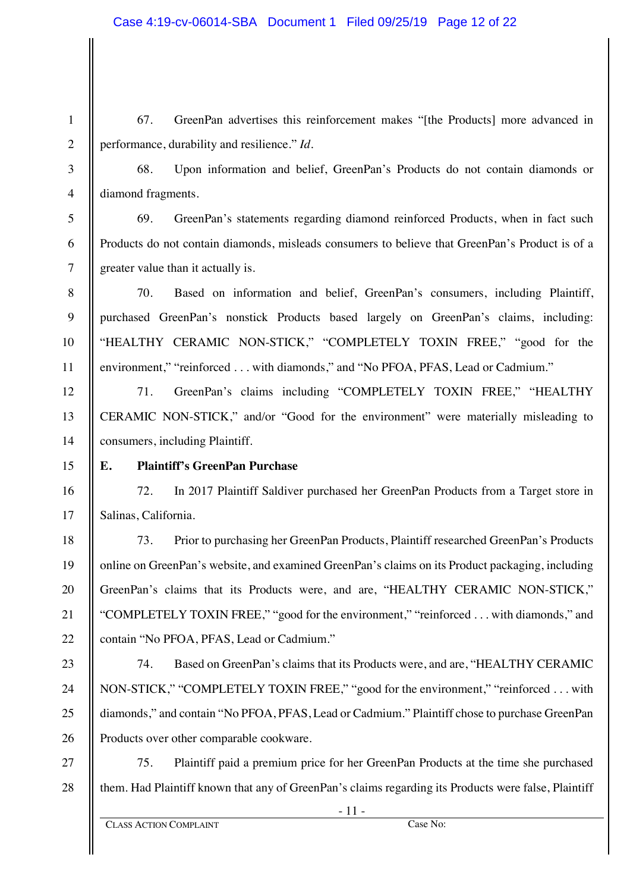67. GreenPan advertises this reinforcement makes "[the Products] more advanced in performance, durability and resilience." *Id*.

68. Upon information and belief, GreenPan's Products do not contain diamonds or diamond fragments.

69. GreenPan's statements regarding diamond reinforced Products, when in fact such Products do not contain diamonds, misleads consumers to believe that GreenPan's Product is of a greater value than it actually is.

70. Based on information and belief, GreenPan's consumers, including Plaintiff, purchased GreenPan's nonstick Products based largely on GreenPan's claims, including: "HEALTHY CERAMIC NON-STICK," "COMPLETELY TOXIN FREE," "good for the environment," "reinforced . . . with diamonds," and "No PFOA, PFAS, Lead or Cadmium."

71. GreenPan's claims including "COMPLETELY TOXIN FREE," "HEALTHY CERAMIC NON-STICK," and/or "Good for the environment" were materially misleading to consumers, including Plaintiff.

**E. Plaintiff's GreenPan Purchase**

72. In 2017 Plaintiff Saldiver purchased her GreenPan Products from a Target store in Salinas, California.

73. Prior to purchasing her GreenPan Products, Plaintiff researched GreenPan's Products online on GreenPan's website, and examined GreenPan's claims on its Product packaging, including GreenPan's claims that its Products were, and are, "HEALTHY CERAMIC NON-STICK," "COMPLETELY TOXIN FREE," "good for the environment," "reinforced . . . with diamonds," and contain "No PFOA, PFAS, Lead or Cadmium."

74. Based on GreenPan's claims that its Products were, and are, "HEALTHY CERAMIC NON-STICK," "COMPLETELY TOXIN FREE," "good for the environment," "reinforced . . . with diamonds," and contain "No PFOA, PFAS, Lead or Cadmium." Plaintiff chose to purchase GreenPan Products over other comparable cookware.

75. Plaintiff paid a premium price for her GreenPan Products at the time she purchased them. Had Plaintiff known that any of GreenPan's claims regarding its Products were false, Plaintiff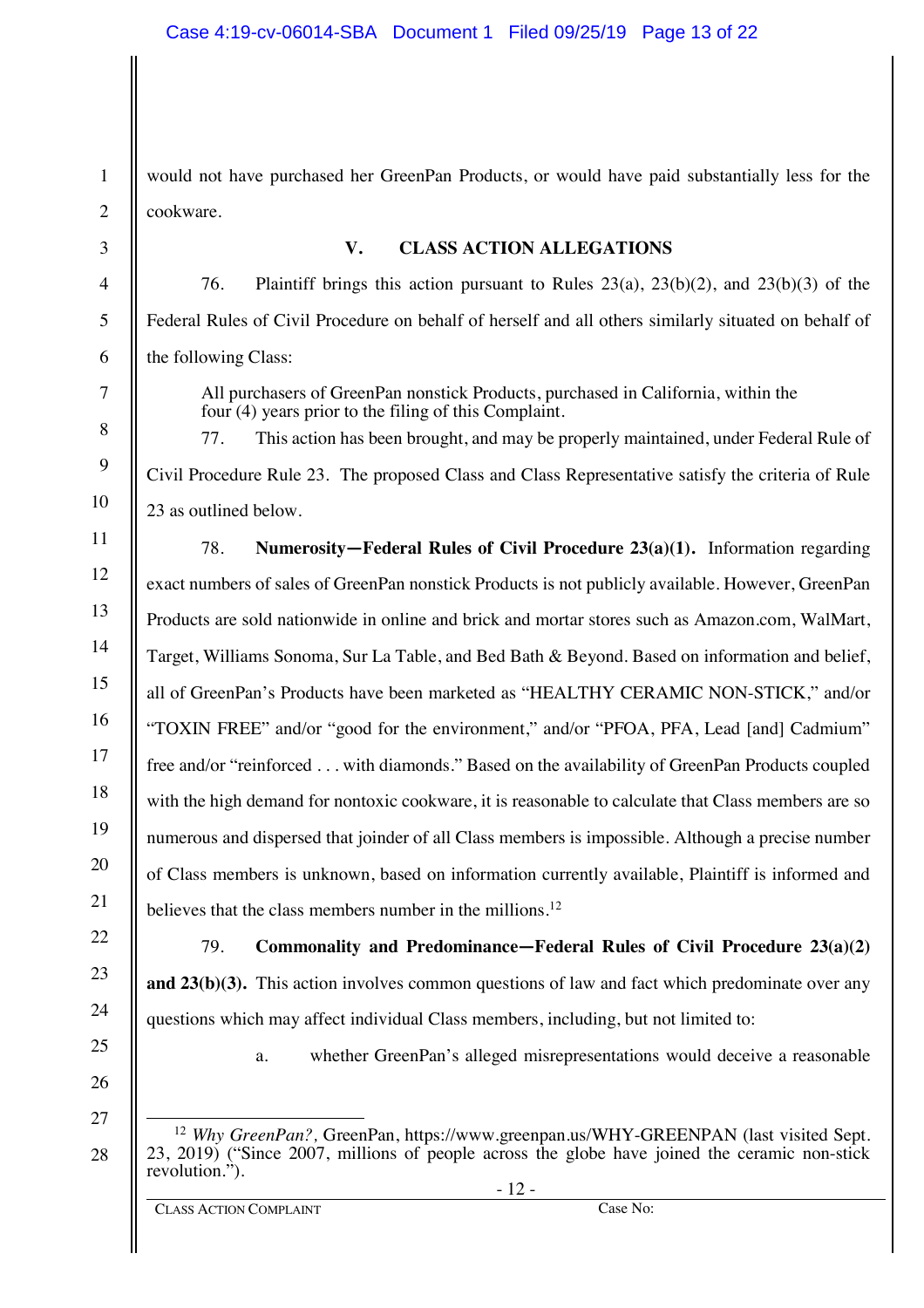would not have purchased her GreenPan Products, or would have paid substantially less for the cookware.

## V. CLASS ACTION ALLEGATIONS

76. Plaintiff brings this action pursuant to Rules 23(a), 23(b)(2), and 23(b)(3) of the Federal Rules of Civil Procedure on behalf of herself and all others similarly situated on behalf of the following Class:

> All purchasers of GreenPan nonstick Products, purchased in California, within the four (4) years prior to the filing of this Complaint.

77. This action has been brought, and may be properly maintained, under Federal Rule of Civil Procedure Rule 23. The proposed Class and Class Representative satisfy the criteria of Rule 23 as outlined below.

78. **Numerosity—Federal Rules of Civil Procedure 23(a)(1).** Information regarding exact numbers of sales of GreenPan nonstick Products is not publicly available. However, GreenPan Products are sold nationwide in online and brick and mortar stores such as Amazon.com, WalMart, Target, Williams Sonoma, Sur La Table, and Bed Bath & Beyond. Based on information and belief, all of GreenPan's Products have been marketed as "HEALTHY CERAMIC NON-STICK," and/or "TOXIN FREE" and/or "good for the environment," and/or "PFOA, PFA, Lead [and] Cadmium" free and/or "reinforced . . . with diamonds." Based on the availability of GreenPan Products coupled with the high demand for nontoxic cookware, it is reasonable to calculate that Class members are so numerous and dispersed that joinder of all Class members is impossible. Although a precise number of Class members is unknown, based on information currently available, Plaintiff is informed and believes that the class members number in the millions.[12]

79. **Commonality and Predominance—Federal Rules of Civil Procedure 23(a)(2) and 23(b)(3).** This action involves common questions of law and fact which predominate over any questions which may affect individual Class members, including, but not limited to:

a. whether GreenPan's alleged misrepresentations would deceive a reasonable

---

[12] *Why GreenPan?*, GreenPan, https://www.greenpan.us/WHY-GREENPAN (last visited Sept. 23, 2019) ("Since 2007, millions of people across the globe have joined the ceramic non-stick revolution.").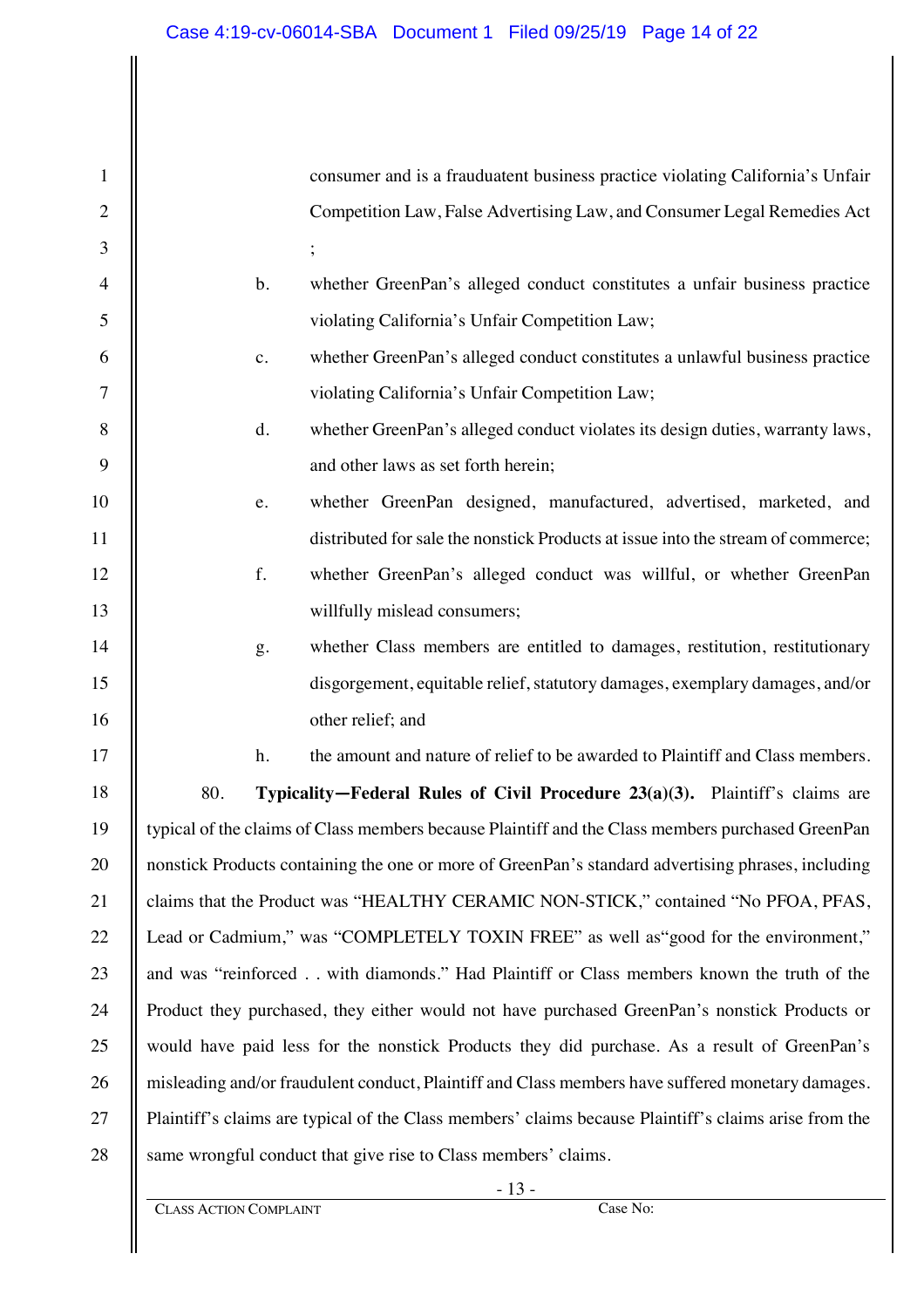consumer and is a frauduatent business practice violating California's Unfair Competition Law, False Advertising Law, and Consumer Legal Remedies Act ;

b. whether GreenPan's alleged conduct constitutes a unfair business practice violating California's Unfair Competition Law;

c. whether GreenPan's alleged conduct constitutes a unlawful business practice violating California's Unfair Competition Law;

d. whether GreenPan's alleged conduct violates its design duties, warranty laws, and other laws as set forth herein;

e. whether GreenPan designed, manufactured, advertised, marketed, and distributed for sale the nonstick Products at issue into the stream of commerce;

f. whether GreenPan's alleged conduct was willful, or whether GreenPan willfully mislead consumers;

g. whether Class members are entitled to damages, restitution, restitutionary disgorgement, equitable relief, statutory damages, exemplary damages, and/or other relief; and

h. the amount and nature of relief to be awarded to Plaintiff and Class members.

80. **Typicality—Federal Rules of Civil Procedure 23(a)(3).** Plaintiff's claims are typical of the claims of Class members because Plaintiff and the Class members purchased GreenPan nonstick Products containing the one or more of GreenPan's standard advertising phrases, including claims that the Product was "HEALTHY CERAMIC NON-STICK," contained "No PFOA, PFAS, Lead or Cadmium," was "COMPLETELY TOXIN FREE" as well as"good for the environment," and was "reinforced . . with diamonds." Had Plaintiff or Class members known the truth of the Product they purchased, they either would not have purchased GreenPan's nonstick Products or would have paid less for the nonstick Products they did purchase. As a result of GreenPan's misleading and/or fraudulent conduct, Plaintiff and Class members have suffered monetary damages. Plaintiff's claims are typical of the Class members' claims because Plaintiff's claims arise from the same wrongful conduct that give rise to Class members' claims.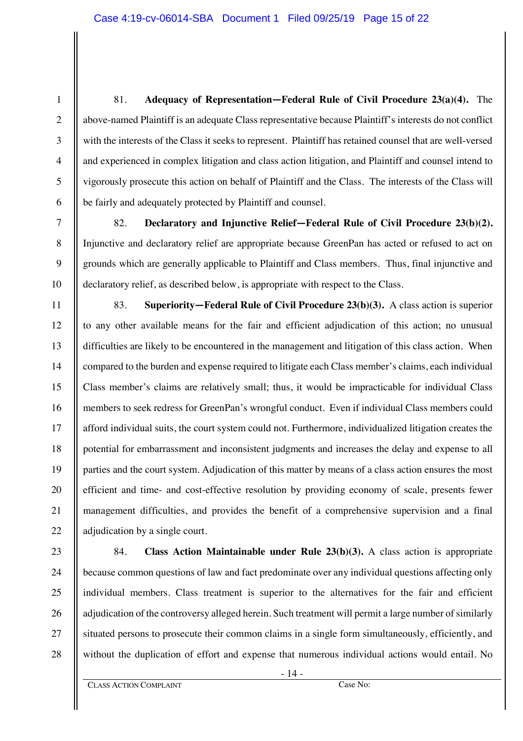81. **Adequacy of Representation—Federal Rule of Civil Procedure 23(a)(4).** The above-named Plaintiff is an adequate Class representative because Plaintiff's interests do not conflict with the interests of the Class it seeks to represent. Plaintiff has retained counsel that are well-versed and experienced in complex litigation and class action litigation, and Plaintiff and counsel intend to vigorously prosecute this action on behalf of Plaintiff and the Class. The interests of the Class will be fairly and adequately protected by Plaintiff and counsel.

82. **Declaratory and Injunctive Relief—Federal Rule of Civil Procedure 23(b)(2).** Injunctive and declaratory relief are appropriate because GreenPan has acted or refused to act on grounds which are generally applicable to Plaintiff and Class members. Thus, final injunctive and declaratory relief, as described below, is appropriate with respect to the Class.

83. **Superiority—Federal Rule of Civil Procedure 23(b)(3).** A class action is superior to any other available means for the fair and efficient adjudication of this action; no unusual difficulties are likely to be encountered in the management and litigation of this class action. When compared to the burden and expense required to litigate each Class member's claims, each individual Class member's claims are relatively small; thus, it would be impracticable for individual Class members to seek redress for GreenPan's wrongful conduct. Even if individual Class members could afford individual suits, the court system could not. Furthermore, individualized litigation creates the potential for embarrassment and inconsistent judgments and increases the delay and expense to all parties and the court system. Adjudication of this matter by means of a class action ensures the most efficient and time- and cost-effective resolution by providing economy of scale, presents fewer management difficulties, and provides the benefit of a comprehensive supervision and a final adjudication by a single court.

84. **Class Action Maintainable under Rule 23(b)(3).** A class action is appropriate because common questions of law and fact predominate over any individual questions affecting only individual members. Class treatment is superior to the alternatives for the fair and efficient adjudication of the controversy alleged herein. Such treatment will permit a large number of similarly situated persons to prosecute their common claims in a single form simultaneously, efficiently, and without the duplication of effort and expense that numerous individual actions would entail. No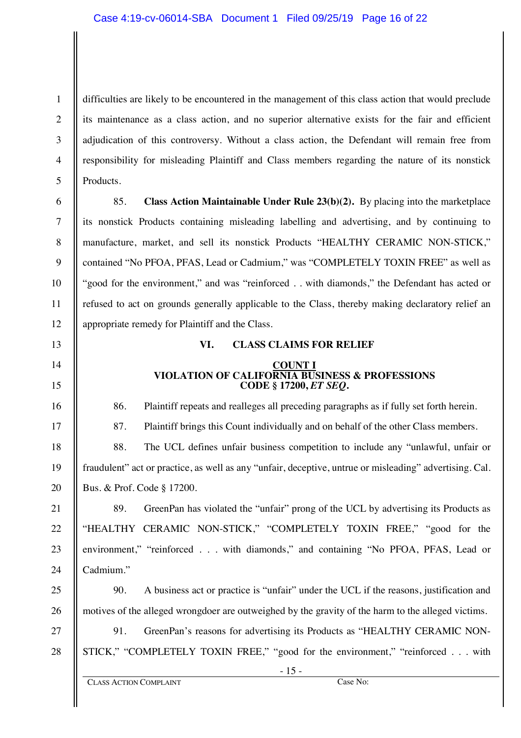difficulties are likely to be encountered in the management of this class action that would preclude its maintenance as a class action, and no superior alternative exists for the fair and efficient adjudication of this controversy. Without a class action, the Defendant will remain free from responsibility for misleading Plaintiff and Class members regarding the nature of its nonstick Products.

85. **Class Action Maintainable Under Rule 23(b)(2).** By placing into the marketplace its nonstick Products containing misleading labelling and advertising, and by continuing to manufacture, market, and sell its nonstick Products "HEALTHY CERAMIC NON-STICK," contained "No PFOA, PFAS, Lead or Cadmium," was "COMPLETELY TOXIN FREE" as well as "good for the environment," and was "reinforced . . with diamonds," the Defendant has acted or refused to act on grounds generally applicable to the Class, thereby making declaratory relief an appropriate remedy for Plaintiff and the Class.

## VI. CLASS CLAIMS FOR RELIEF

### COUNT I
### VIOLATION OF CALIFORNIA BUSINESS & PROFESSIONS CODE § 17200, *ET SEQ*.

86. Plaintiff repeats and realleges all preceding paragraphs as if fully set forth herein.

87. Plaintiff brings this Count individually and on behalf of the other Class members.

88. The UCL defines unfair business competition to include any "unlawful, unfair or fraudulent" act or practice, as well as any "unfair, deceptive, untrue or misleading" advertising. Cal. Bus. & Prof. Code § 17200.

89. GreenPan has violated the "unfair" prong of the UCL by advertising its Products as "HEALTHY CERAMIC NON-STICK," "COMPLETELY TOXIN FREE," "good for the environment," "reinforced . . . with diamonds," and containing "No PFOA, PFAS, Lead or Cadmium."

90. A business act or practice is "unfair" under the UCL if the reasons, justification and motives of the alleged wrongdoer are outweighed by the gravity of the harm to the alleged victims.

91. GreenPan's reasons for advertising its Products as "HEALTHY CERAMIC NON-STICK," "COMPLETELY TOXIN FREE," "good for the environment," "reinforced . . . with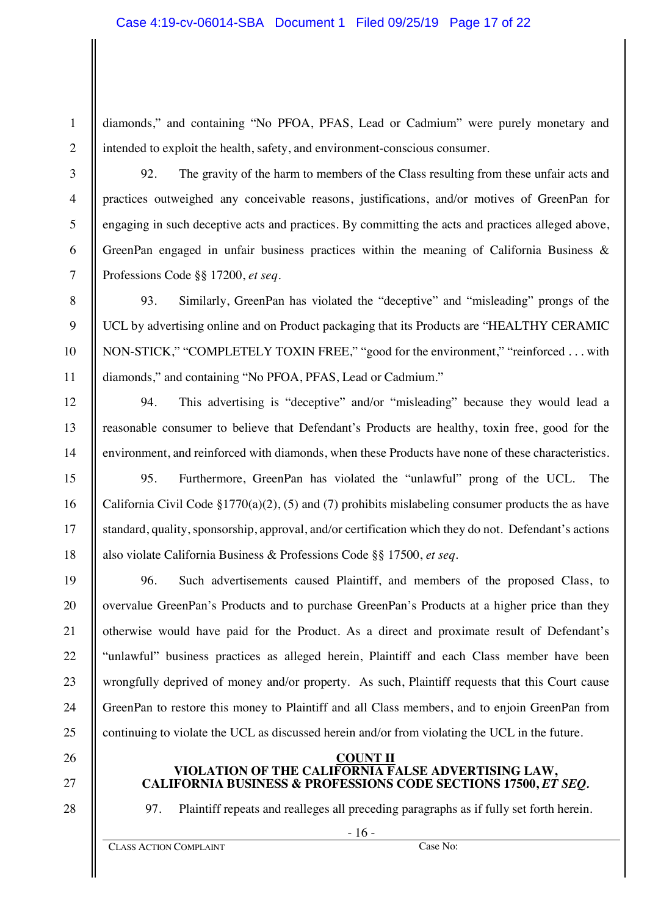diamonds," and containing "No PFOA, PFAS, Lead or Cadmium" were purely monetary and intended to exploit the health, safety, and environment-conscious consumer.

92. The gravity of the harm to members of the Class resulting from these unfair acts and practices outweighed any conceivable reasons, justifications, and/or motives of GreenPan for engaging in such deceptive acts and practices. By committing the acts and practices alleged above, GreenPan engaged in unfair business practices within the meaning of California Business & Professions Code §§ 17200, *et seq*.

93. Similarly, GreenPan has violated the "deceptive" and "misleading" prongs of the UCL by advertising online and on Product packaging that its Products are "HEALTHY CERAMIC NON-STICK," "COMPLETELY TOXIN FREE," "good for the environment," "reinforced . . . with diamonds," and containing "No PFOA, PFAS, Lead or Cadmium."

94. This advertising is "deceptive" and/or "misleading" because they would lead a reasonable consumer to believe that Defendant's Products are healthy, toxin free, good for the environment, and reinforced with diamonds, when these Products have none of these characteristics.

95. Furthermore, GreenPan has violated the "unlawful" prong of the UCL. The California Civil Code §1770(a)(2), (5) and (7) prohibits mislabeling consumer products the as have standard, quality, sponsorship, approval, and/or certification which they do not. Defendant's actions also violate California Business & Professions Code §§ 17500, *et seq*.

96. Such advertisements caused Plaintiff, and members of the proposed Class, to overvalue GreenPan's Products and to purchase GreenPan's Products at a higher price than they otherwise would have paid for the Product. As a direct and proximate result of Defendant's "unlawful" business practices as alleged herein, Plaintiff and each Class member have been wrongfully deprived of money and/or property. As such, Plaintiff requests that this Court cause GreenPan to restore this money to Plaintiff and all Class members, and to enjoin GreenPan from continuing to violate the UCL as discussed herein and/or from violating the UCL in the future.

## COUNT II
## VIOLATION OF THE CALIFORNIA FALSE ADVERTISING LAW, CALIFORNIA BUSINESS & PROFESSIONS CODE SECTIONS 17500, *ET SEQ*.

97. Plaintiff repeats and realleges all preceding paragraphs as if fully set forth herein.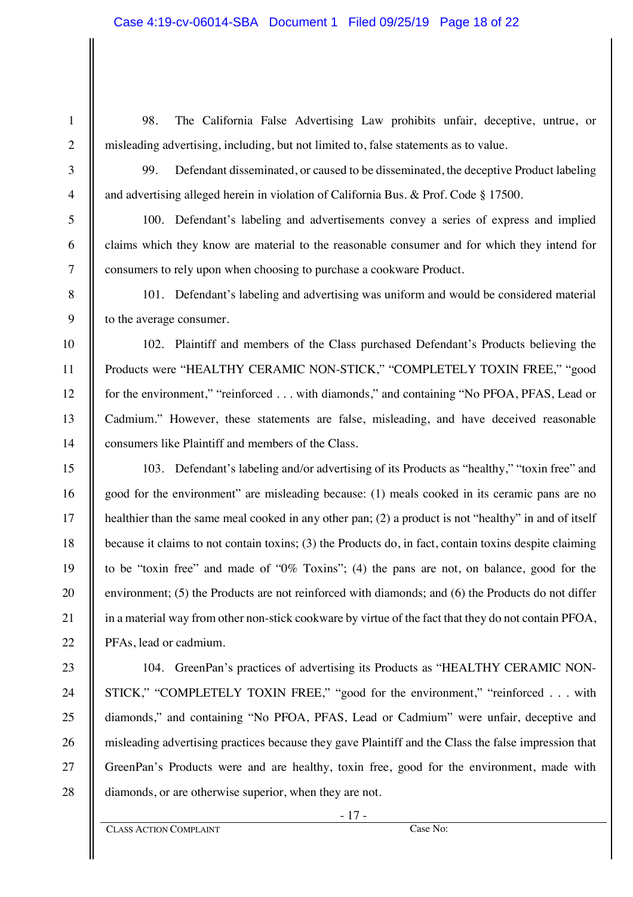98. The California False Advertising Law prohibits unfair, deceptive, untrue, or misleading advertising, including, but not limited to, false statements as to value.

99. Defendant disseminated, or caused to be disseminated, the deceptive Product labeling and advertising alleged herein in violation of California Bus. & Prof. Code § 17500.

100. Defendant's labeling and advertisements convey a series of express and implied claims which they know are material to the reasonable consumer and for which they intend for consumers to rely upon when choosing to purchase a cookware Product.

101. Defendant's labeling and advertising was uniform and would be considered material to the average consumer.

102. Plaintiff and members of the Class purchased Defendant's Products believing the Products were "HEALTHY CERAMIC NON-STICK," "COMPLETELY TOXIN FREE," "good for the environment," "reinforced . . . with diamonds," and containing "No PFOA, PFAS, Lead or Cadmium." However, these statements are false, misleading, and have deceived reasonable consumers like Plaintiff and members of the Class.

103. Defendant's labeling and/or advertising of its Products as "healthy," "toxin free" and good for the environment" are misleading because: (1) meals cooked in its ceramic pans are no healthier than the same meal cooked in any other pan; (2) a product is not "healthy" in and of itself because it claims to not contain toxins; (3) the Products do, in fact, contain toxins despite claiming to be "toxin free" and made of "0% Toxins"; (4) the pans are not, on balance, good for the environment; (5) the Products are not reinforced with diamonds; and (6) the Products do not differ in a material way from other non-stick cookware by virtue of the fact that they do not contain PFOA, PFAs, lead or cadmium.

104. GreenPan's practices of advertising its Products as "HEALTHY CERAMIC NON-STICK," "COMPLETELY TOXIN FREE," "good for the environment," "reinforced . . . with diamonds," and containing "No PFOA, PFAS, Lead or Cadmium" were unfair, deceptive and misleading advertising practices because they gave Plaintiff and the Class the false impression that GreenPan's Products were and are healthy, toxin free, good for the environment, made with diamonds, or are otherwise superior, when they are not.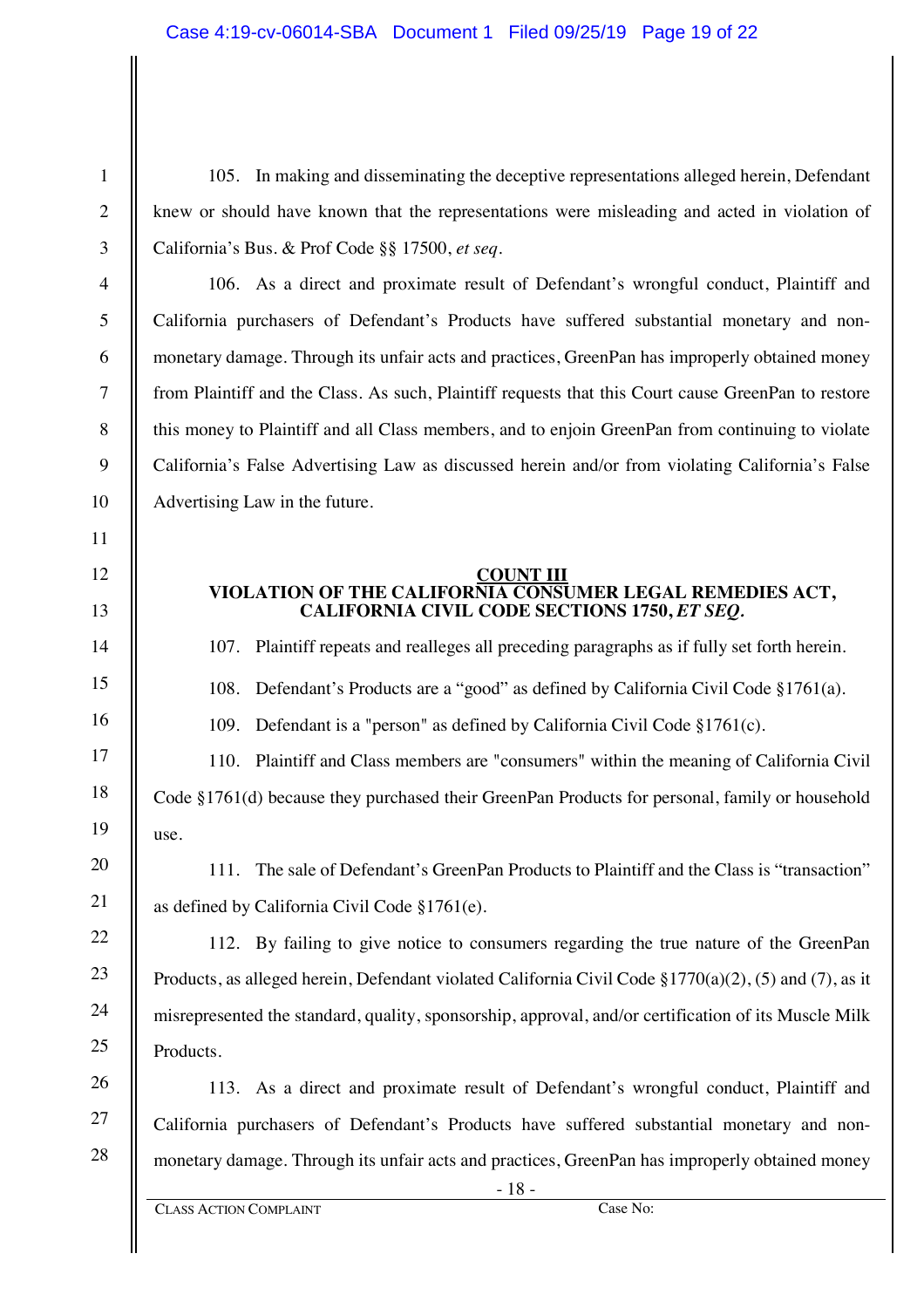105. In making and disseminating the deceptive representations alleged herein, Defendant knew or should have known that the representations were misleading and acted in violation of California's Bus. & Prof Code §§ 17500, *et seq*.

106. As a direct and proximate result of Defendant's wrongful conduct, Plaintiff and California purchasers of Defendant's Products have suffered substantial monetary and non-monetary damage. Through its unfair acts and practices, GreenPan has improperly obtained money from Plaintiff and the Class. As such, Plaintiff requests that this Court cause GreenPan to restore this money to Plaintiff and all Class members, and to enjoin GreenPan from continuing to violate California's False Advertising Law as discussed herein and/or from violating California's False Advertising Law in the future.

**COUNT III**
**VIOLATION OF THE CALIFORNIA CONSUMER LEGAL REMEDIES ACT, CALIFORNIA CIVIL CODE SECTIONS 1750, *ET SEQ*.**

107. Plaintiff repeats and realleges all preceding paragraphs as if fully set forth herein.

108. Defendant's Products are a "good" as defined by California Civil Code §1761(a).

109. Defendant is a "person" as defined by California Civil Code §1761(c).

110. Plaintiff and Class members are "consumers" within the meaning of California Civil Code §1761(d) because they purchased their GreenPan Products for personal, family or household use.

111. The sale of Defendant's GreenPan Products to Plaintiff and the Class is "transaction" as defined by California Civil Code §1761(e).

112. By failing to give notice to consumers regarding the true nature of the GreenPan Products, as alleged herein, Defendant violated California Civil Code §1770(a)(2), (5) and (7), as it misrepresented the standard, quality, sponsorship, approval, and/or certification of its Muscle Milk Products.

113. As a direct and proximate result of Defendant's wrongful conduct, Plaintiff and California purchasers of Defendant's Products have suffered substantial monetary and non-monetary damage. Through its unfair acts and practices, GreenPan has improperly obtained money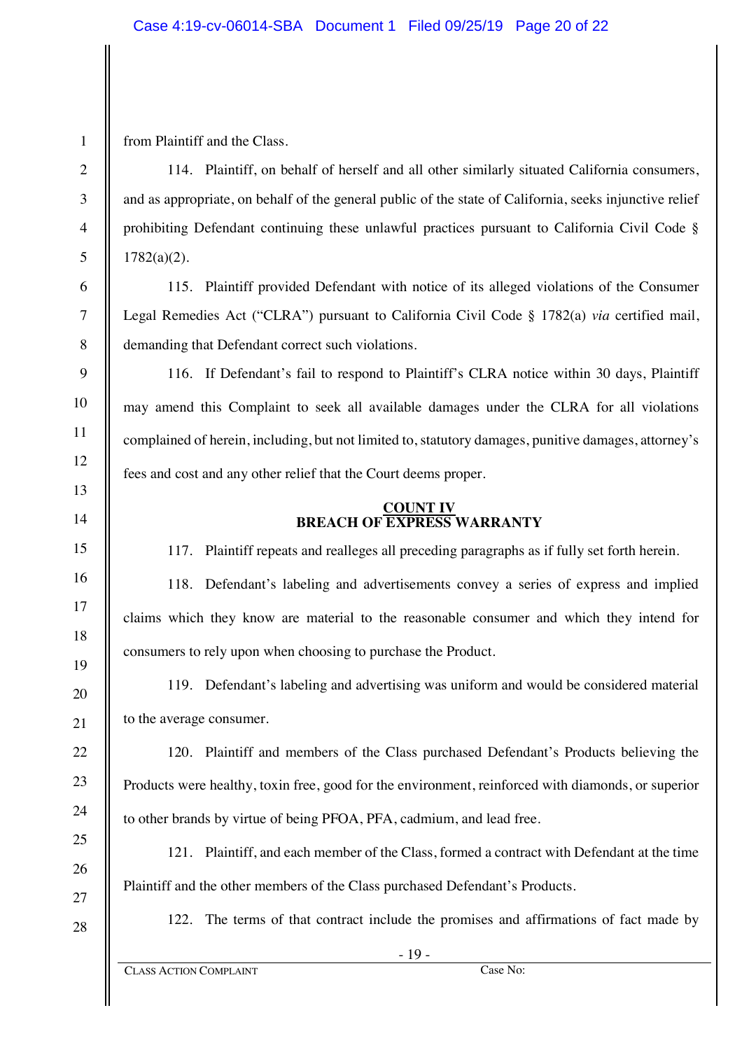from Plaintiff and the Class.

114. Plaintiff, on behalf of herself and all other similarly situated California consumers, and as appropriate, on behalf of the general public of the state of California, seeks injunctive relief prohibiting Defendant continuing these unlawful practices pursuant to California Civil Code § 1782(a)(2).

115. Plaintiff provided Defendant with notice of its alleged violations of the Consumer Legal Remedies Act ("CLRA") pursuant to California Civil Code § 1782(a) *via* certified mail, demanding that Defendant correct such violations.

116. If Defendant's fail to respond to Plaintiff's CLRA notice within 30 days, Plaintiff may amend this Complaint to seek all available damages under the CLRA for all violations complained of herein, including, but not limited to, statutory damages, punitive damages, attorney's fees and cost and any other relief that the Court deems proper.

**COUNT IV**
**BREACH OF EXPRESS WARRANTY**

117. Plaintiff repeats and realleges all preceding paragraphs as if fully set forth herein.

118. Defendant's labeling and advertisements convey a series of express and implied claims which they know are material to the reasonable consumer and which they intend for consumers to rely upon when choosing to purchase the Product.

119. Defendant's labeling and advertising was uniform and would be considered material to the average consumer.

120. Plaintiff and members of the Class purchased Defendant's Products believing the Products were healthy, toxin free, good for the environment, reinforced with diamonds, or superior to other brands by virtue of being PFOA, PFA, cadmium, and lead free.

121. Plaintiff, and each member of the Class, formed a contract with Defendant at the time Plaintiff and the other members of the Class purchased Defendant's Products.

122. The terms of that contract include the promises and affirmations of fact made by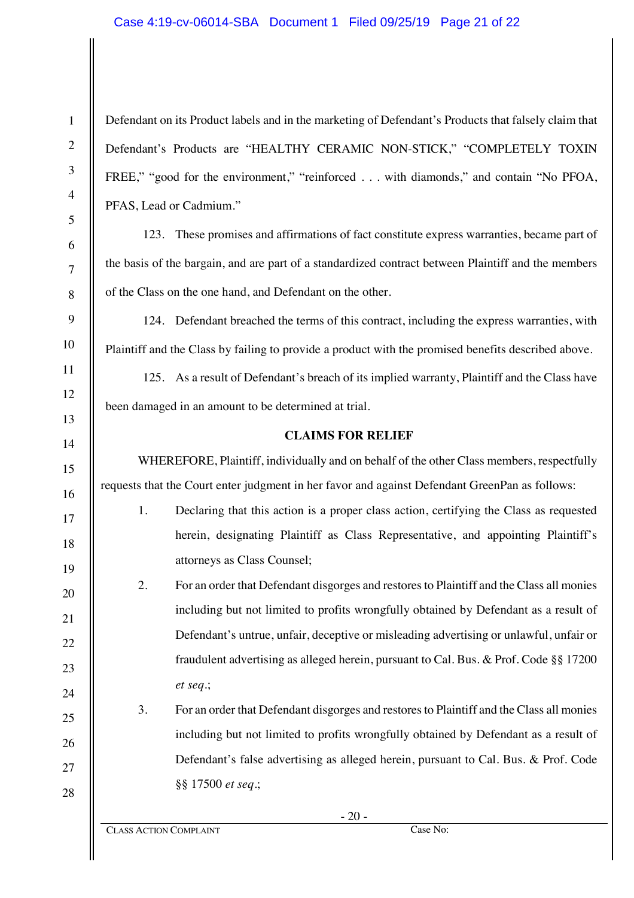Defendant on its Product labels and in the marketing of Defendant's Products that falsely claim that Defendant's Products are "HEALTHY CERAMIC NON-STICK," "COMPLETELY TOXIN FREE," "good for the environment," "reinforced . . . with diamonds," and contain "No PFOA, PFAS, Lead or Cadmium."

123. These promises and affirmations of fact constitute express warranties, became part of the basis of the bargain, and are part of a standardized contract between Plaintiff and the members of the Class on the one hand, and Defendant on the other.

124. Defendant breached the terms of this contract, including the express warranties, with Plaintiff and the Class by failing to provide a product with the promised benefits described above.

125. As a result of Defendant's breach of its implied warranty, Plaintiff and the Class have been damaged in an amount to be determined at trial.

**CLAIMS FOR RELIEF**

WHEREFORE, Plaintiff, individually and on behalf of the other Class members, respectfully requests that the Court enter judgment in her favor and against Defendant GreenPan as follows:

1. Declaring that this action is a proper class action, certifying the Class as requested herein, designating Plaintiff as Class Representative, and appointing Plaintiff's attorneys as Class Counsel;
2. For an order that Defendant disgorges and restores to Plaintiff and the Class all monies including but not limited to profits wrongfully obtained by Defendant as a result of Defendant's untrue, unfair, deceptive or misleading advertising or unlawful, unfair or fraudulent advertising as alleged herein, pursuant to Cal. Bus. & Prof. Code §§ 17200 *et seq*.;
3. For an order that Defendant disgorges and restores to Plaintiff and the Class all monies including but not limited to profits wrongfully obtained by Defendant as a result of Defendant's false advertising as alleged herein, pursuant to Cal. Bus. & Prof. Code §§ 17500 *et seq*.;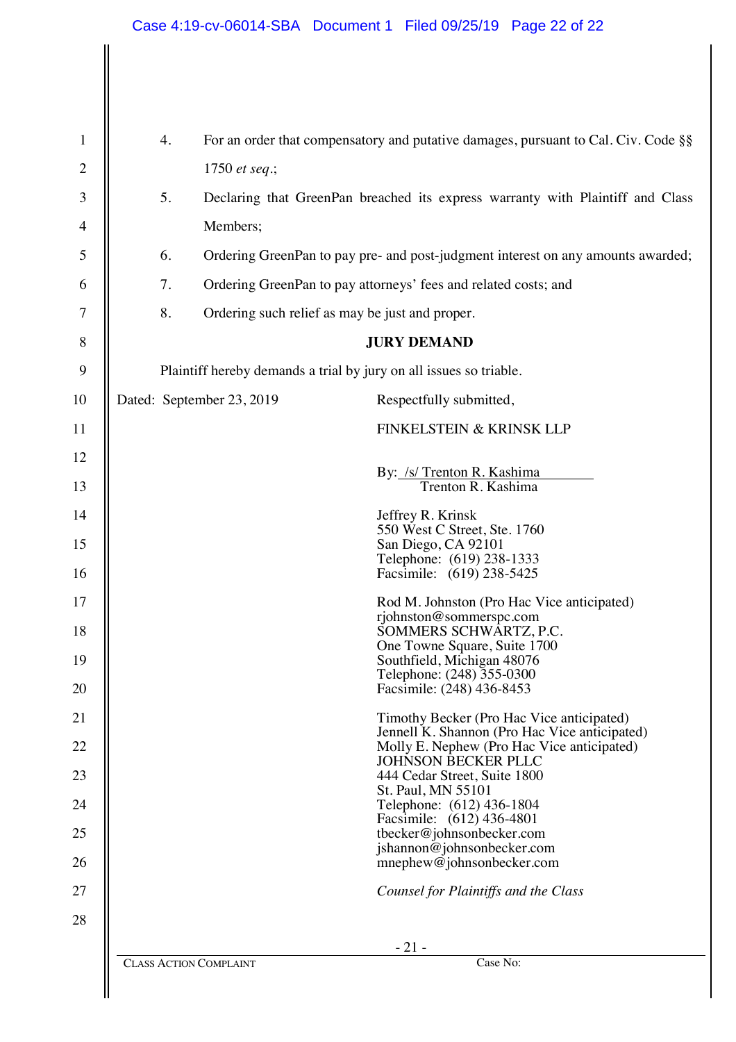4. For an order that compensatory and putative damages, pursuant to Cal. Civ. Code §§ 1750 *et seq*.;

5. Declaring that GreenPan breached its express warranty with Plaintiff and Class Members;

6. Ordering GreenPan to pay pre- and post-judgment interest on any amounts awarded;

7. Ordering GreenPan to pay attorneys' fees and related costs; and

8. Ordering such relief as may be just and proper.

**JURY DEMAND**

Plaintiff hereby demands a trial by jury on all issues so triable.

Dated: September 23, 2019

Respectfully submitted,

FINKELSTEIN & KRINSK LLP

By: /s/ Trenton R. Kashima
Trenton R. Kashima

Jeffrey R. Krinsk
550 West C Street, Ste. 1760
San Diego, CA 92101
Telephone: (619) 238-1333
Facsimile: (619) 238-5425

Rod M. Johnston (Pro Hac Vice anticipated)
rjohnston@sommerspc.com
SOMMERS SCHWARTZ, P.C.
One Towne Square, Suite 1700
Southfield, Michigan 48076
Telephone: (248) 355-0300
Facsimile: (248) 436-8453

Timothy Becker (Pro Hac Vice anticipated)
Jennell K. Shannon (Pro Hac Vice anticipated)
Molly E. Nephew (Pro Hac Vice anticipated)
JOHNSON BECKER PLLC
444 Cedar Street, Suite 1800
St. Paul, MN 55101
Telephone: (612) 436-1804
Facsimile: (612) 436-4801
tbecker@johnsonbecker.com
jshannon@johnsonbecker.com
mnephew@johnsonbecker.com

*Counsel for Plaintiffs and the Class*